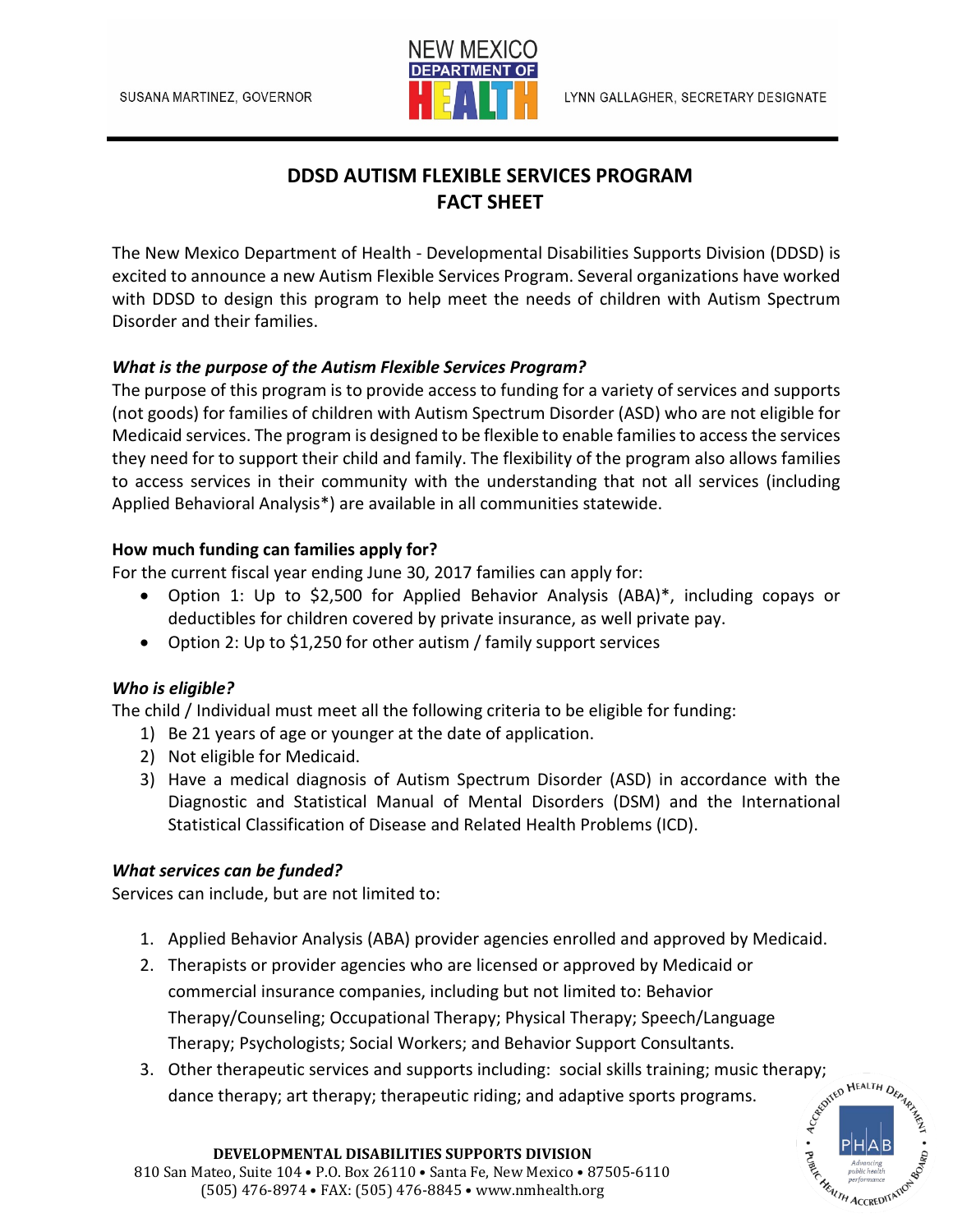SUSANA MARTINEZ, GOVERNOR

NEW MEXICO DEPARTMENT OF HEALTH

LYNN GALLAGHER, SECRETARY DESIGNATE

# DDSD AUTISM FLEXIBLE SERVICES PROGRAM FACT SHEET

The New Mexico Department of Health - Developmental Disabilities Supports Division (DDSD) is excited to announce a new Autism Flexible Services Program. Several organizations have worked with DDSD to design this program to help meet the needs of children with Autism Spectrum Disorder and their families.

***What is the purpose of the Autism Flexible Services Program?***

The purpose of this program is to provide access to funding for a variety of services and supports (not goods) for families of children with Autism Spectrum Disorder (ASD) who are not eligible for Medicaid services. The program is designed to be flexible to enable families to access the services they need for to support their child and family. The flexibility of the program also allows families to access services in their community with the understanding that not all services (including Applied Behavioral Analysis*) are available in all communities statewide.

**How much funding can families apply for?**

For the current fiscal year ending June 30, 2017 families can apply for:

- Option 1: Up to $2,500 for Applied Behavior Analysis (ABA)*, including copays or deductibles for children covered by private insurance, as well private pay.
- Option 2: Up to $1,250 for other autism / family support services

***Who is eligible?***

The child / Individual must meet all the following criteria to be eligible for funding:

1) Be 21 years of age or younger at the date of application.
2) Not eligible for Medicaid.
3) Have a medical diagnosis of Autism Spectrum Disorder (ASD) in accordance with the Diagnostic and Statistical Manual of Mental Disorders (DSM) and the International Statistical Classification of Disease and Related Health Problems (ICD).

***What services can be funded?***

Services can include, but are not limited to:

1. Applied Behavior Analysis (ABA) provider agencies enrolled and approved by Medicaid.
2. Therapists or provider agencies who are licensed or approved by Medicaid or commercial insurance companies, including but not limited to: Behavior Therapy/Counseling; Occupational Therapy; Physical Therapy; Speech/Language Therapy; Psychologists; Social Workers; and Behavior Support Consultants.
3. Other therapeutic services and supports including: social skills training; music therapy; dance therapy; art therapy; therapeutic riding; and adaptive sports programs.

**DEVELOPMENTAL DISABILITIES SUPPORTS DIVISION**
810 San Mateo, Suite 104 • P.O. Box 26110 • Santa Fe, New Mexico • 87505-6110
(505) 476-8974 • FAX: (505) 476-8845 • www.nmhealth.org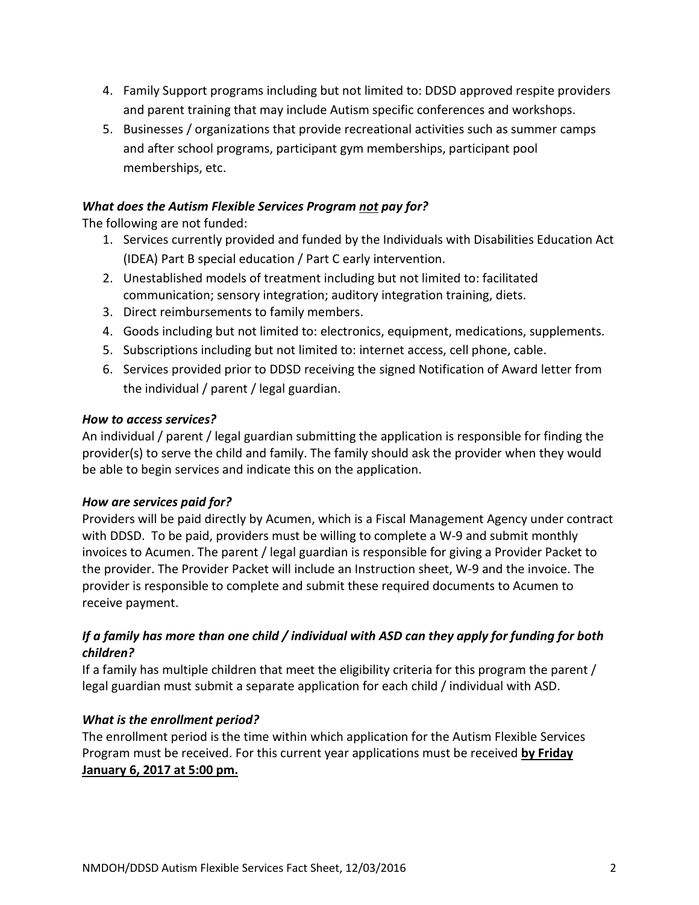4. Family Support programs including but not limited to: DDSD approved respite providers and parent training that may include Autism specific conferences and workshops.
5. Businesses / organizations that provide recreational activities such as summer camps and after school programs, participant gym memberships, participant pool memberships, etc.

### *What does the Autism Flexible Services Program not pay for?*

The following are not funded:

1. Services currently provided and funded by the Individuals with Disabilities Education Act (IDEA) Part B special education / Part C early intervention.
2. Unestablished models of treatment including but not limited to: facilitated communication; sensory integration; auditory integration training, diets.
3. Direct reimbursements to family members.
4. Goods including but not limited to: electronics, equipment, medications, supplements.
5. Subscriptions including but not limited to: internet access, cell phone, cable.
6. Services provided prior to DDSD receiving the signed Notification of Award letter from the individual / parent / legal guardian.

### *How to access services?*

An individual / parent / legal guardian submitting the application is responsible for finding the provider(s) to serve the child and family. The family should ask the provider when they would be able to begin services and indicate this on the application.

### *How are services paid for?*

Providers will be paid directly by Acumen, which is a Fiscal Management Agency under contract with DDSD. To be paid, providers must be willing to complete a W-9 and submit monthly invoices to Acumen. The parent / legal guardian is responsible for giving a Provider Packet to the provider. The Provider Packet will include an Instruction sheet, W-9 and the invoice. The provider is responsible to complete and submit these required documents to Acumen to receive payment.

### *If a family has more than one child / individual with ASD can they apply for funding for both children?*

If a family has multiple children that meet the eligibility criteria for this program the parent / legal guardian must submit a separate application for each child / individual with ASD.

### *What is the enrollment period?*

The enrollment period is the time within which application for the Autism Flexible Services Program must be received. For this current year applications must be received **by Friday January 6, 2017 at 5:00 pm.**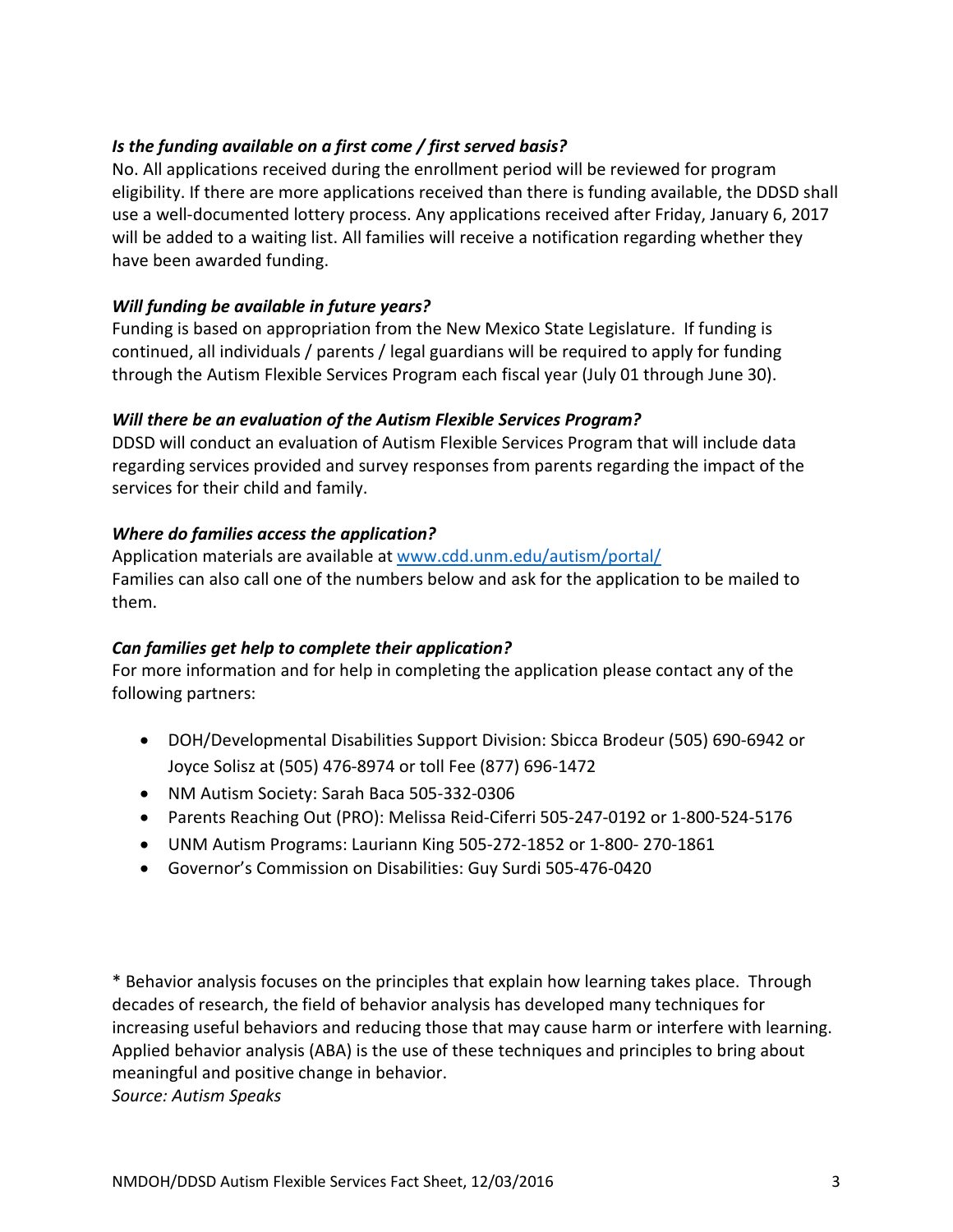***Is the funding available on a first come / first served basis?***

No. All applications received during the enrollment period will be reviewed for program eligibility. If there are more applications received than there is funding available, the DDSD shall use a well-documented lottery process. Any applications received after Friday, January 6, 2017 will be added to a waiting list. All families will receive a notification regarding whether they have been awarded funding.

***Will funding be available in future years?***

Funding is based on appropriation from the New Mexico State Legislature. If funding is continued, all individuals / parents / legal guardians will be required to apply for funding through the Autism Flexible Services Program each fiscal year (July 01 through June 30).

***Will there be an evaluation of the Autism Flexible Services Program?***

DDSD will conduct an evaluation of Autism Flexible Services Program that will include data regarding services provided and survey responses from parents regarding the impact of the services for their child and family.

***Where do families access the application?***

Application materials are available at [www.cdd.unm.edu/autism/portal/](www.cdd.unm.edu/autism/portal/)
Families can also call one of the numbers below and ask for the application to be mailed to them.

***Can families get help to complete their application?***

For more information and for help in completing the application please contact any of the following partners:

- DOH/Developmental Disabilities Support Division: Sbicca Brodeur (505) 690-6942 or Joyce Solisz at (505) 476-8974 or toll Fee (877) 696-1472
- NM Autism Society: Sarah Baca 505-332-0306
- Parents Reaching Out (PRO): Melissa Reid-Ciferri 505-247-0192 or 1-800-524-5176
- UNM Autism Programs: Lauriann King 505-272-1852 or 1-800- 270-1861
- Governor's Commission on Disabilities: Guy Surdi 505-476-0420

\* Behavior analysis focuses on the principles that explain how learning takes place. Through decades of research, the field of behavior analysis has developed many techniques for increasing useful behaviors and reducing those that may cause harm or interfere with learning. Applied behavior analysis (ABA) is the use of these techniques and principles to bring about meaningful and positive change in behavior.
*Source: Autism Speaks*

NMDOH/DDSD Autism Flexible Services Fact Sheet, 12/03/2016